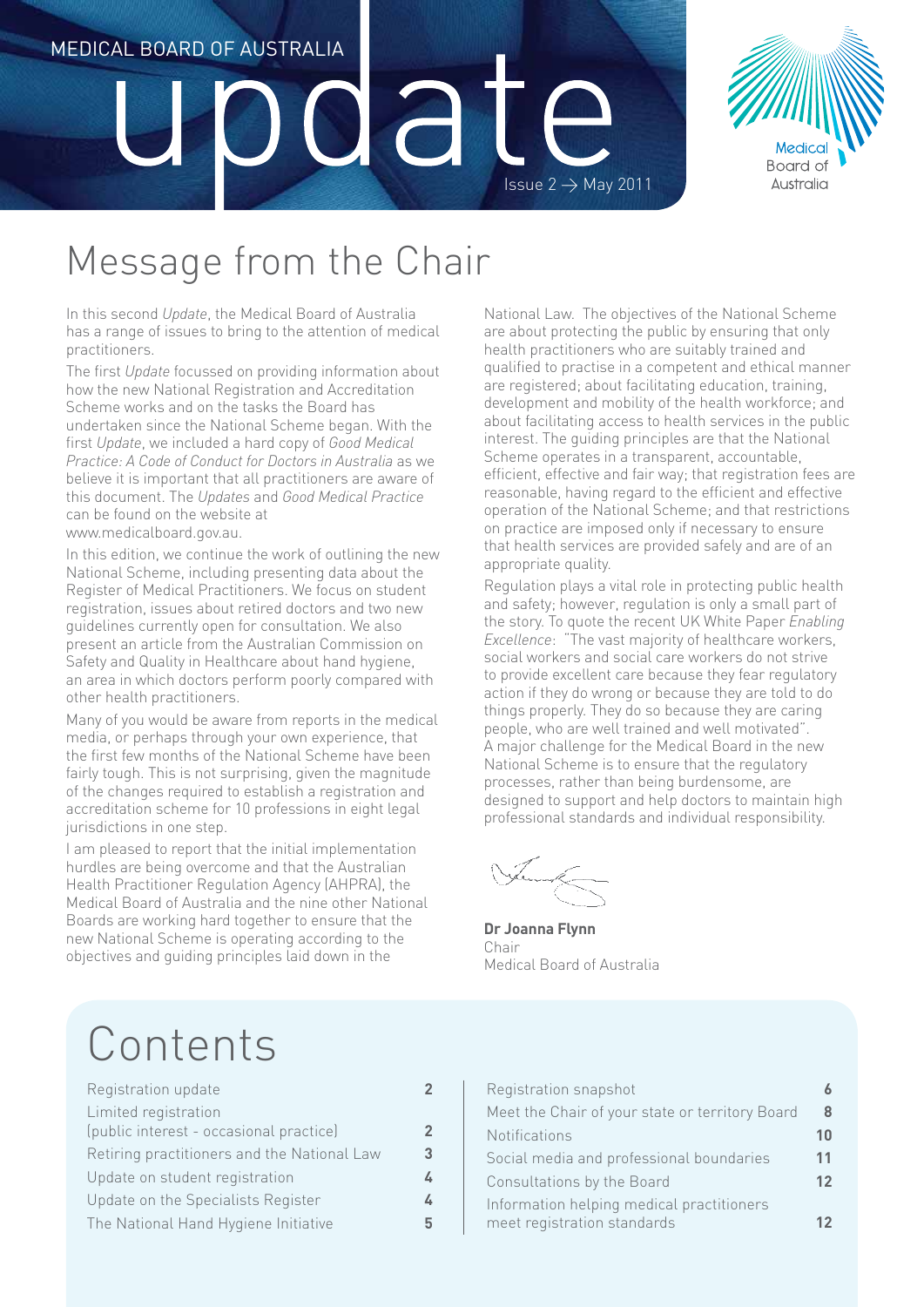MEDICAL BOARD OF AUSTRALIA

# update

Issue 2 → May 2011

Medical Board of Australia

## Message from the Chair

In this second *Update*, the Medical Board of Australia has a range of issues to bring to the attention of medical practitioners.

The first *Update* focussed on providing information about how the new National Registration and Accreditation Scheme works and on the tasks the Board has undertaken since the National Scheme began. With the first *Update*, we included a hard copy of *Good Medical Practice: A Code of Conduct for Doctors in Australia* as we believe it is important that all practitioners are aware of this document. The *Updates* and *Good Medical Practice* can be found on the website at www.medicalboard.gov.au.

In this edition, we continue the work of outlining the new National Scheme, including presenting data about the Register of Medical Practitioners. We focus on student registration, issues about retired doctors and two new guidelines currently open for consultation. We also present an article from the Australian Commission on Safety and Quality in Healthcare about hand hygiene, an area in which doctors perform poorly compared with other health practitioners.

Many of you would be aware from reports in the medical media, or perhaps through your own experience, that the first few months of the National Scheme have been fairly tough. This is not surprising, given the magnitude of the changes required to establish a registration and accreditation scheme for 10 professions in eight legal jurisdictions in one step.

I am pleased to report that the initial implementation hurdles are being overcome and that the Australian Health Practitioner Regulation Agency (AHPRA), the Medical Board of Australia and the nine other National Boards are working hard together to ensure that the new National Scheme is operating according to the objectives and guiding principles laid down in the National Law. The objectives of the National Scheme are about protecting the public by ensuring that only health practitioners who are suitably trained and qualified to practise in a competent and ethical manner are registered; about facilitating education, training, development and mobility of the health workforce; and about facilitating access to health services in the public interest. The guiding principles are that the National Scheme operates in a transparent, accountable, efficient, effective and fair way; that registration fees are reasonable, having regard to the efficient and effective operation of the National Scheme; and that restrictions on practice are imposed only if necessary to ensure that health services are provided safely and are of an appropriate quality.

Regulation plays a vital role in protecting public health and safety; however, regulation is only a small part of the story. To quote the recent UK White Paper *Enabling Excellence*: "The vast majority of healthcare workers, social workers and social care workers do not strive to provide excellent care because they fear regulatory action if they do wrong or because they are told to do things properly. They do so because they are caring people, who are well trained and well motivated". A major challenge for the Medical Board in the new National Scheme is to ensure that the regulatory processes, rather than being burdensome, are designed to support and help doctors to maintain high professional standards and individual responsibility.

**Dr Joanna Flynn**
Chair
Medical Board of Australia

## Contents

| | |
|---|---|
| Registration update | 2 |
| Limited registration (public interest - occasional practice) | 2 |
| Retiring practitioners and the National Law | 3 |
| Update on student registration | 4 |
| Update on the Specialists Register | 4 |
| The National Hand Hygiene Initiative | 5 |
| Registration snapshot | 6 |
| Meet the Chair of your state or territory Board | 8 |
| Notifications | 10 |
| Social media and professional boundaries | 11 |
| Consultations by the Board | 12 |
| Information helping medical practitioners meet registration standards | 12 |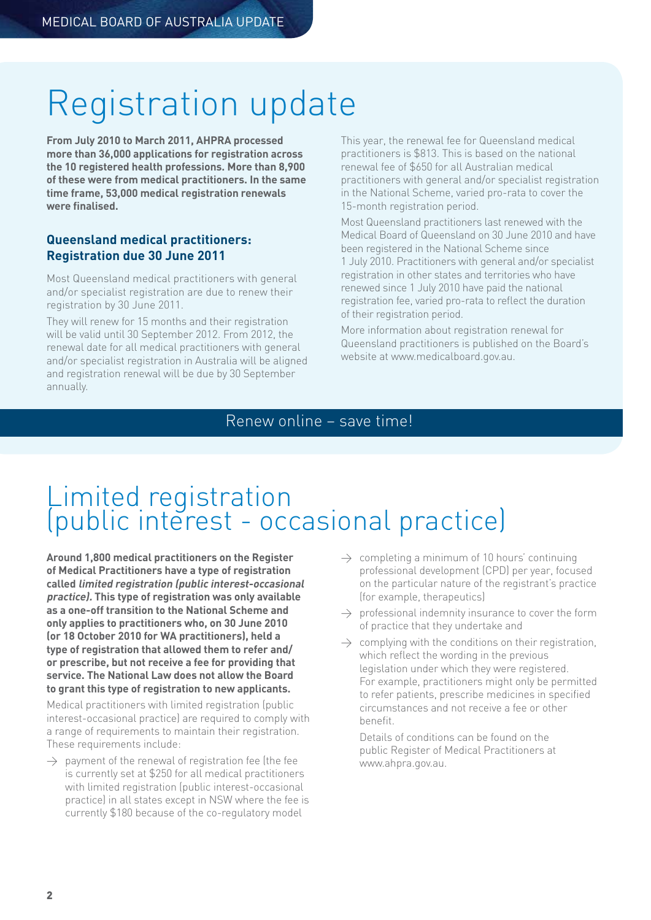# Registration update

**From July 2010 to March 2011, AHPRA processed more than 36,000 applications for registration across the 10 registered health professions. More than 8,900 of these were from medical practitioners. In the same time frame, 53,000 medical registration renewals were finalised.**

### Queensland medical practitioners: Registration due 30 June 2011

Most Queensland medical practitioners with general and/or specialist registration are due to renew their registration by 30 June 2011.

They will renew for 15 months and their registration will be valid until 30 September 2012. From 2012, the renewal date for all medical practitioners with general and/or specialist registration in Australia will be aligned and registration renewal will be due by 30 September annually.

This year, the renewal fee for Queensland medical practitioners is $813. This is based on the national renewal fee of $650 for all Australian medical practitioners with general and/or specialist registration in the National Scheme, varied pro-rata to cover the 15-month registration period.

Most Queensland practitioners last renewed with the Medical Board of Queensland on 30 June 2010 and have been registered in the National Scheme since 1 July 2010. Practitioners with general and/or specialist registration in other states and territories who have renewed since 1 July 2010 have paid the national registration fee, varied pro-rata to reflect the duration of their registration period.

More information about registration renewal for Queensland practitioners is published on the Board's website at www.medicalboard.gov.au.

Renew online – save time!

# Limited registration (public interest - occasional practice)

**Around 1,800 medical practitioners on the Register of Medical Practitioners have a type of registration called *limited registration (public interest-occasional practice)*. This type of registration was only available as a one-off transition to the National Scheme and only applies to practitioners who, on 30 June 2010 (or 18 October 2010 for WA practitioners), held a type of registration that allowed them to refer and/or prescribe, but not receive a fee for providing that service. The National Law does not allow the Board to grant this type of registration to new applicants.**

Medical practitioners with limited registration (public interest-occasional practice) are required to comply with a range of requirements to maintain their registration. These requirements include:

- payment of the renewal of registration fee (the fee is currently set at $250 for all medical practitioners with limited registration (public interest-occasional practice) in all states except in NSW where the fee is currently $180 because of the co-regulatory model
- completing a minimum of 10 hours' continuing professional development (CPD) per year, focused on the particular nature of the registrant's practice (for example, therapeutics)
- professional indemnity insurance to cover the form of practice that they undertake and
- complying with the conditions on their registration, which reflect the wording in the previous legislation under which they were registered. For example, practitioners might only be permitted to refer patients, prescribe medicines in specified circumstances and not receive a fee or other benefit.

  Details of conditions can be found on the public Register of Medical Practitioners at www.ahpra.gov.au.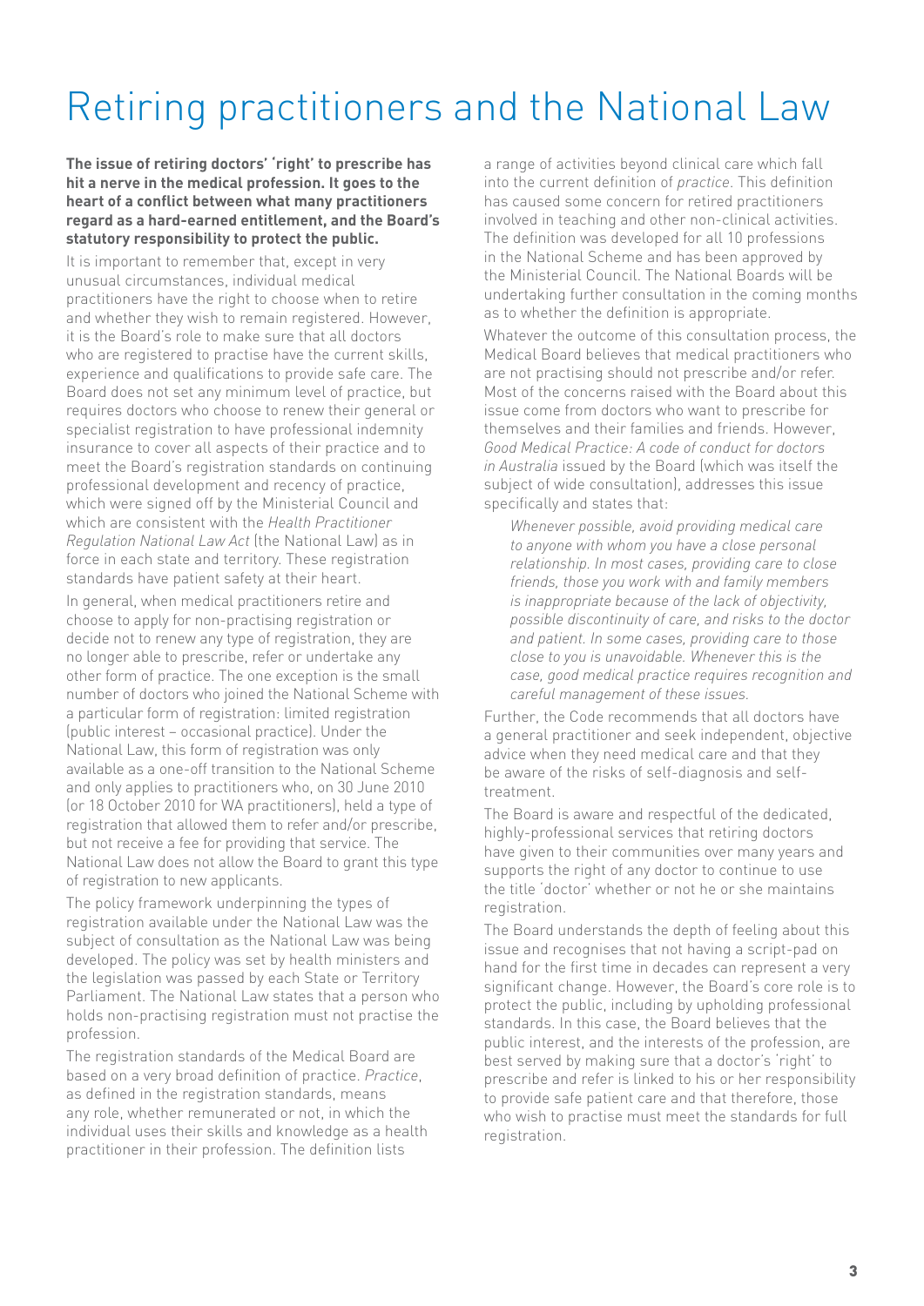# Retiring practitioners and the National Law

**The issue of retiring doctors' 'right' to prescribe has hit a nerve in the medical profession. It goes to the heart of a conflict between what many practitioners regard as a hard-earned entitlement, and the Board's statutory responsibility to protect the public.**

It is important to remember that, except in very unusual circumstances, individual medical practitioners have the right to choose when to retire and whether they wish to remain registered. However, it is the Board's role to make sure that all doctors who are registered to practise have the current skills, experience and qualifications to provide safe care. The Board does not set any minimum level of practice, but requires doctors who choose to renew their general or specialist registration to have professional indemnity insurance to cover all aspects of their practice and to meet the Board's registration standards on continuing professional development and recency of practice, which were signed off by the Ministerial Council and which are consistent with the *Health Practitioner Regulation National Law Act* (the National Law) as in force in each state and territory. These registration standards have patient safety at their heart.

In general, when medical practitioners retire and choose to apply for non-practising registration or decide not to renew any type of registration, they are no longer able to prescribe, refer or undertake any other form of practice. The one exception is the small number of doctors who joined the National Scheme with a particular form of registration: limited registration (public interest – occasional practice). Under the National Law, this form of registration was only available as a one-off transition to the National Scheme and only applies to practitioners who, on 30 June 2010 (or 18 October 2010 for WA practitioners), held a type of registration that allowed them to refer and/or prescribe, but not receive a fee for providing that service. The National Law does not allow the Board to grant this type of registration to new applicants.

The policy framework underpinning the types of registration available under the National Law was the subject of consultation as the National Law was being developed. The policy was set by health ministers and the legislation was passed by each State or Territory Parliament. The National Law states that a person who holds non-practising registration must not practise the profession.

The registration standards of the Medical Board are based on a very broad definition of practice. *Practice*, as defined in the registration standards, means any role, whether remunerated or not, in which the individual uses their skills and knowledge as a health practitioner in their profession. The definition lists a range of activities beyond clinical care which fall into the current definition of *practice*. This definition has caused some concern for retired practitioners involved in teaching and other non-clinical activities. The definition was developed for all 10 professions in the National Scheme and has been approved by the Ministerial Council. The National Boards will be undertaking further consultation in the coming months as to whether the definition is appropriate.

Whatever the outcome of this consultation process, the Medical Board believes that medical practitioners who are not practising should not prescribe and/or refer. Most of the concerns raised with the Board about this issue come from doctors who want to prescribe for themselves and their families and friends. However, *Good Medical Practice: A code of conduct for doctors in Australia* issued by the Board (which was itself the subject of wide consultation), addresses this issue specifically and states that:

> *Whenever possible, avoid providing medical care to anyone with whom you have a close personal relationship. In most cases, providing care to close friends, those you work with and family members is inappropriate because of the lack of objectivity, possible discontinuity of care, and risks to the doctor and patient. In some cases, providing care to those close to you is unavoidable. Whenever this is the case, good medical practice requires recognition and careful management of these issues.*

Further, the Code recommends that all doctors have a general practitioner and seek independent, objective advice when they need medical care and that they be aware of the risks of self-diagnosis and self-treatment.

The Board is aware and respectful of the dedicated, highly-professional services that retiring doctors have given to their communities over many years and supports the right of any doctor to continue to use the title 'doctor' whether or not he or she maintains registration.

The Board understands the depth of feeling about this issue and recognises that not having a script-pad on hand for the first time in decades can represent a very significant change. However, the Board's core role is to protect the public, including by upholding professional standards. In this case, the Board believes that the public interest, and the interests of the profession, are best served by making sure that a doctor's 'right' to prescribe and refer is linked to his or her responsibility to provide safe patient care and that therefore, those who wish to practise must meet the standards for full registration.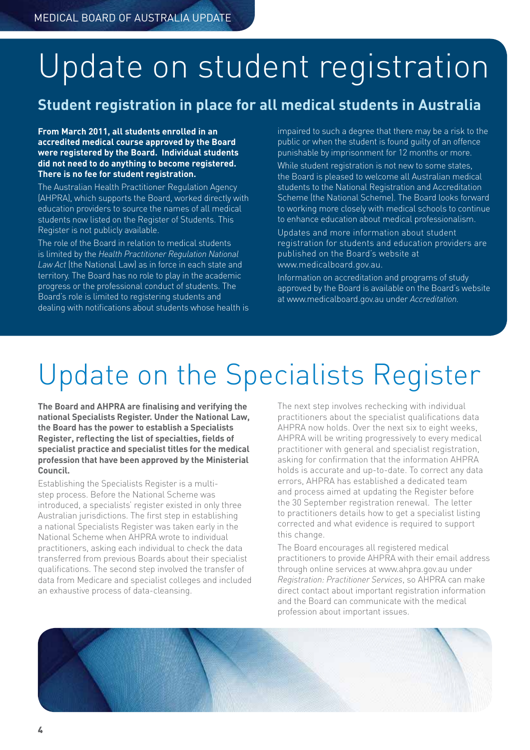# Update on student registration

## Student registration in place for all medical students in Australia

**From March 2011, all students enrolled in an accredited medical course approved by the Board were registered by the Board. Individual students did not need to do anything to become registered. There is no fee for student registration.**

The Australian Health Practitioner Regulation Agency (AHPRA), which supports the Board, worked directly with education providers to source the names of all medical students now listed on the Register of Students. This Register is not publicly available.

The role of the Board in relation to medical students is limited by the *Health Practitioner Regulation National Law Act* (the National Law) as in force in each state and territory. The Board has no role to play in the academic progress or the professional conduct of students. The Board's role is limited to registering students and dealing with notifications about students whose health is impaired to such a degree that there may be a risk to the public or when the student is found guilty of an offence punishable by imprisonment for 12 months or more.

While student registration is not new to some states, the Board is pleased to welcome all Australian medical students to the National Registration and Accreditation Scheme (the National Scheme). The Board looks forward to working more closely with medical schools to continue to enhance education about medical professionalism.

Updates and more information about student registration for students and education providers are published on the Board's website at www.medicalboard.gov.au.

Information on accreditation and programs of study approved by the Board is available on the Board's website at www.medicalboard.gov.au under *Accreditation*.

# Update on the Specialists Register

**The Board and AHPRA are finalising and verifying the national Specialists Register. Under the National Law, the Board has the power to establish a Specialists Register, reflecting the list of specialties, fields of specialist practice and specialist titles for the medical profession that have been approved by the Ministerial Council.**

Establishing the Specialists Register is a multi-step process. Before the National Scheme was introduced, a specialists' register existed in only three Australian jurisdictions. The first step in establishing a national Specialists Register was taken early in the National Scheme when AHPRA wrote to individual practitioners, asking each individual to check the data transferred from previous Boards about their specialist qualifications. The second step involved the transfer of data from Medicare and specialist colleges and included an exhaustive process of data-cleansing.

The next step involves rechecking with individual practitioners about the specialist qualifications data AHPRA now holds. Over the next six to eight weeks, AHPRA will be writing progressively to every medical practitioner with general and specialist registration, asking for confirmation that the information AHPRA holds is accurate and up-to-date. To correct any data errors, AHPRA has established a dedicated team and process aimed at updating the Register before the 30 September registration renewal. The letter to practitioners details how to get a specialist listing corrected and what evidence is required to support this change.

The Board encourages all registered medical practitioners to provide AHPRA with their email address through online services at www.ahpra.gov.au under *Registration: Practitioner Services*, so AHPRA can make direct contact about important registration information and the Board can communicate with the medical profession about important issues.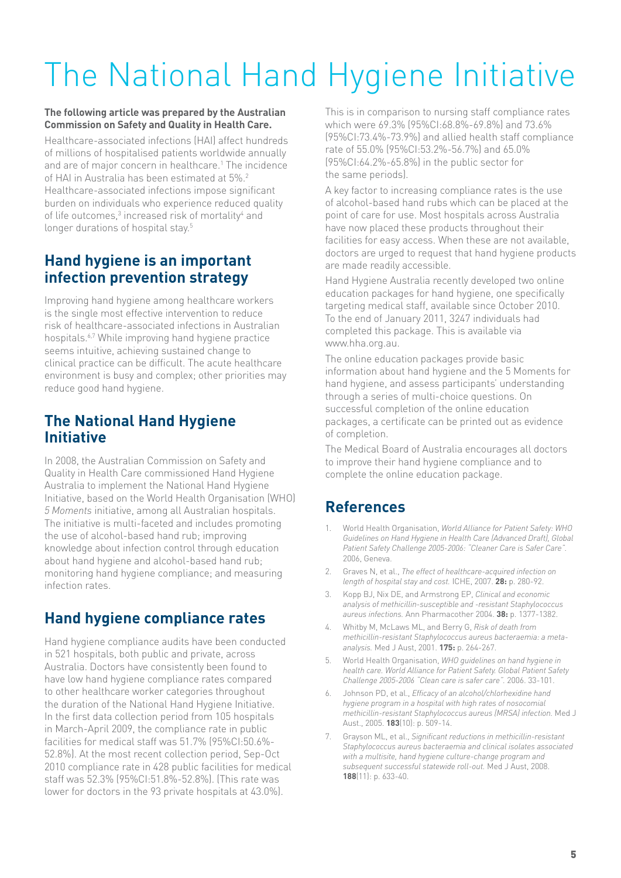# The National Hand Hygiene Initiative

**The following article was prepared by the Australian Commission on Safety and Quality in Health Care.**

Healthcare-associated infections (HAI) affect hundreds of millions of hospitalised patients worldwide annually and are of major concern in healthcare.[1] The incidence of HAI in Australia has been estimated at 5%.[2] Healthcare-associated infections impose significant burden on individuals who experience reduced quality of life outcomes,[3] increased risk of mortality[4] and longer durations of hospital stay.[5]

## Hand hygiene is an important infection prevention strategy

Improving hand hygiene among healthcare workers is the single most effective intervention to reduce risk of healthcare-associated infections in Australian hospitals.[6,7] While improving hand hygiene practice seems intuitive, achieving sustained change to clinical practice can be difficult. The acute healthcare environment is busy and complex; other priorities may reduce good hand hygiene.

## The National Hand Hygiene Initiative

In 2008, the Australian Commission on Safety and Quality in Health Care commissioned Hand Hygiene Australia to implement the National Hand Hygiene Initiative, based on the World Health Organisation (WHO) *5 Moments* initiative, among all Australian hospitals. The initiative is multi-faceted and includes promoting the use of alcohol-based hand rub; improving knowledge about infection control through education about hand hygiene and alcohol-based hand rub; monitoring hand hygiene compliance; and measuring infection rates.

## Hand hygiene compliance rates

Hand hygiene compliance audits have been conducted in 521 hospitals, both public and private, across Australia. Doctors have consistently been found to have low hand hygiene compliance rates compared to other healthcare worker categories throughout the duration of the National Hand Hygiene Initiative. In the first data collection period from 105 hospitals in March-April 2009, the compliance rate in public facilities for medical staff was 51.7% (95%CI:50.6%-52.8%). At the most recent collection period, Sep-Oct 2010 compliance rate in 428 public facilities for medical staff was 52.3% (95%CI:51.8%-52.8%). (This rate was lower for doctors in the 93 private hospitals at 43.0%).

This is in comparison to nursing staff compliance rates which were 69.3% (95%CI:68.8%-69.8%) and 73.6% (95%CI:73.4%-73.9%) and allied health staff compliance rate of 55.0% (95%CI:53.2%-56.7%) and 65.0% (95%CI:64.2%-65.8%) in the public sector for the same periods).

A key factor to increasing compliance rates is the use of alcohol-based hand rubs which can be placed at the point of care for use. Most hospitals across Australia have now placed these products throughout their facilities for easy access. When these are not available, doctors are urged to request that hand hygiene products are made readily accessible.

Hand Hygiene Australia recently developed two online education packages for hand hygiene, one specifically targeting medical staff, available since October 2010. To the end of January 2011, 3247 individuals had completed this package. This is available via www.hha.org.au.

The online education packages provide basic information about hand hygiene and the 5 Moments for hand hygiene, and assess participants' understanding through a series of multi-choice questions. On successful completion of the online education packages, a certificate can be printed out as evidence of completion.

The Medical Board of Australia encourages all doctors to improve their hand hygiene compliance and to complete the online education package.

## References

1. World Health Organisation, *World Alliance for Patient Safety: WHO Guidelines on Hand Hygiene in Health Care (Advanced Draft), Global Patient Safety Challenge 2005-2006: "Cleaner Care is Safer Care".* 2006, Geneva.
2. Graves N, et al., *The effect of healthcare-acquired infection on length of hospital stay and cost.* ICHE, 2007. **28:** p. 280-92.
3. Kopp BJ, Nix DE, and Armstrong EP, *Clinical and economic analysis of methicillin-susceptible and -resistant Staphylococcus aureus infections.* Ann Pharmacother 2004. **38:** p. 1377-1382.
4. Whitby M, McLaws ML, and Berry G, *Risk of death from methicillin-resistant Staphylococcus aureus bacteraemia: a meta-analysis.* Med J Aust, 2001. **175:** p. 264-267.
5. World Health Organisation, *WHO guidelines on hand hygiene in health care. World Alliance for Patient Safety. Global Patient Safety Challenge 2005-2006 "Clean care is safer care".* 2006. 33-101.
6. Johnson PD, et al., *Efficacy of an alcohol/chlorhexidine hand hygiene program in a hospital with high rates of nosocomial methicillin-resistant Staphylococcus aureus (MRSA) infection.* Med J Aust., 2005. **183**(10): p. 509-14.
7. Grayson ML, et al., *Significant reductions in methicillin-resistant Staphylococcus aureus bacteraemia and clinical isolates associated with a multisite, hand hygiene culture-change program and subsequent successful statewide roll-out.* Med J Aust, 2008. **188**(11): p. 633-40.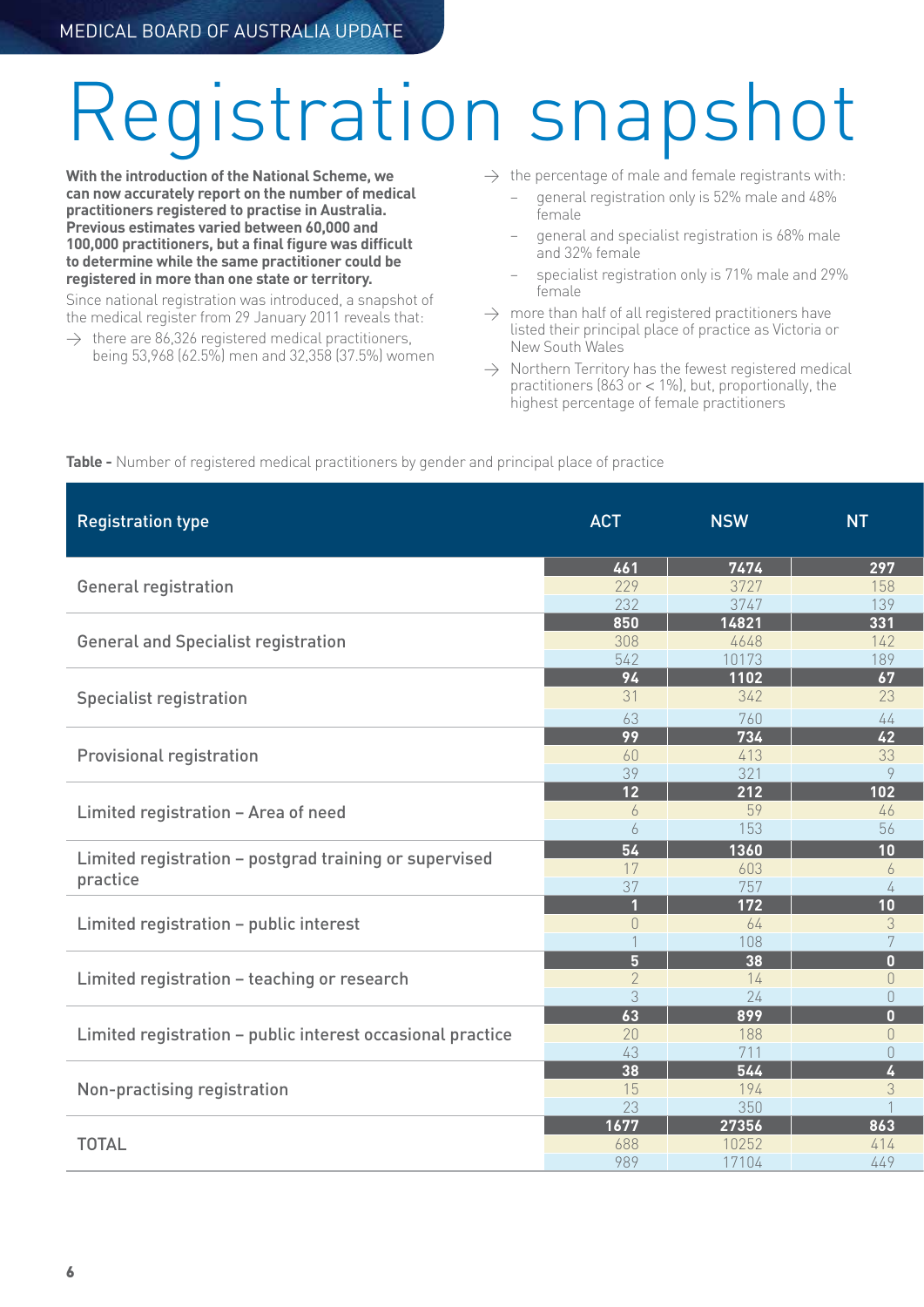# Registration snapshot

**With the introduction of the National Scheme, we can now accurately report on the number of medical practitioners registered to practise in Australia. Previous estimates varied between 60,000 and 100,000 practitioners, but a final figure was difficult to determine while the same practitioner could be registered in more than one state or territory.**

Since national registration was introduced, a snapshot of the medical register from 29 January 2011 reveals that:

- there are 86,326 registered medical practitioners, being 53,968 (62.5%) men and 32,358 (37.5%) women
- the percentage of male and female registrants with:
  - general registration only is 52% male and 48% female
  - general and specialist registration is 68% male and 32% female
  - specialist registration only is 71% male and 29% female
- more than half of all registered practitioners have listed their principal place of practice as Victoria or New South Wales
- Northern Territory has the fewest registered medical practitioners (863 or < 1%), but, proportionally, the highest percentage of female practitioners

**Table -** Number of registered medical practitioners by gender and principal place of practice

| Registration type | ACT | NSW | NT |
|---|---|---|---|
| General registration | **461** | **7474** | **297** |
| | 229 | 3727 | 158 |
| | 232 | 3747 | 139 |
| General and Specialist registration | **850** | **14821** | **331** |
| | 308 | 4648 | 142 |
| | 542 | 10173 | 189 |
| Specialist registration | **94** | **1102** | **67** |
| | 31 | 342 | 23 |
| | 63 | 760 | 44 |
| Provisional registration | **99** | **734** | **42** |
| | 60 | 413 | 33 |
| | 39 | 321 | 9 |
| Limited registration – Area of need | **12** | **212** | **102** |
| | 6 | 59 | 46 |
| | 6 | 153 | 56 |
| Limited registration – postgrad training or supervised practice | **54** | **1360** | **10** |
| | 17 | 603 | 6 |
| | 37 | 757 | 4 |
| Limited registration – public interest | **1** | **172** | **10** |
| | 0 | 64 | 3 |
| | 1 | 108 | 7 |
| Limited registration – teaching or research | **5** | **38** | **0** |
| | 2 | 14 | 0 |
| | 3 | 24 | 0 |
| Limited registration – public interest occasional practice | **63** | **899** | **0** |
| | 20 | 188 | 0 |
| | 43 | 711 | 0 |
| Non-practising registration | **38** | **544** | **4** |
| | 15 | 194 | 3 |
| | 23 | 350 | 1 |
| TOTAL | **1677** | **27356** | **863** |
| | 688 | 10252 | 414 |
| | 989 | 17104 | 449 |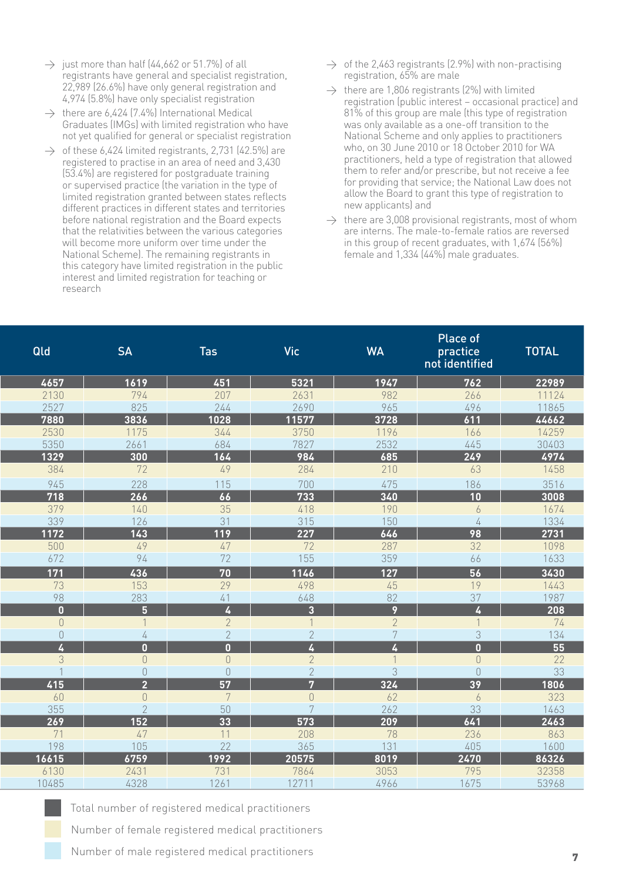- just more than half (44,662 or 51.7%) of all registrants have general and specialist registration, 22,989 (26.6%) have only general registration and 4,974 (5.8%) have only specialist registration
- there are 6,424 (7.4%) International Medical Graduates (IMGs) with limited registration who have not yet qualified for general or specialist registration
- of these 6,424 limited registrants, 2,731 (42.5%) are registered to practise in an area of need and 3,430 (53.4%) are registered for postgraduate training or supervised practice (the variation in the type of limited registration granted between states reflects different practices in different states and territories before national registration and the Board expects that the relativities between the various categories will become more uniform over time under the National Scheme). The remaining registrants in this category have limited registration in the public interest and limited registration for teaching or research
- of the 2,463 registrants (2.9%) with non-practising registration, 65% are male
- there are 1,806 registrants (2%) with limited registration (public interest – occasional practice) and 81% of this group are male (this type of registration was only available as a one-off transition to the National Scheme and only applies to practitioners who, on 30 June 2010 or 18 October 2010 for WA practitioners, held a type of registration that allowed them to refer and/or prescribe, but not receive a fee for providing that service; the National Law does not allow the Board to grant this type of registration to new applicants) and
- there are 3,008 provisional registrants, most of whom are interns. The male-to-female ratios are reversed in this group of recent graduates, with 1,674 (56%) female and 1,334 (44%) male graduates.

| Qld | SA | Tas | Vic | WA | Place of practice not identified | TOTAL |
|---|---|---|---|---|---|---|
| **4657** | **1619** | **451** | **5321** | **1947** | **762** | **22989** |
| 2130 | 794 | 207 | 2631 | 982 | 266 | 11124 |
| 2527 | 825 | 244 | 2690 | 965 | 496 | 11865 |
| **7880** | **3836** | **1028** | **11577** | **3728** | **611** | **44662** |
| 2530 | 1175 | 344 | 3750 | 1196 | 166 | 14259 |
| 5350 | 2661 | 684 | 7827 | 2532 | 445 | 30403 |
| **1329** | **300** | **164** | **984** | **685** | **249** | **4974** |
| 384 | 72 | 49 | 284 | 210 | 63 | 1458 |
| 945 | 228 | 115 | 700 | 475 | 186 | 3516 |
| **718** | **266** | **66** | **733** | **340** | **10** | **3008** |
| 379 | 140 | 35 | 418 | 190 | 6 | 1674 |
| 339 | 126 | 31 | 315 | 150 | 4 | 1334 |
| **1172** | **143** | **119** | **227** | **646** | **98** | **2731** |
| 500 | 49 | 47 | 72 | 287 | 32 | 1098 |
| 672 | 94 | 72 | 155 | 359 | 66 | 1633 |
| **171** | **436** | **70** | **1146** | **127** | **56** | **3430** |
| 73 | 153 | 29 | 498 | 45 | 19 | 1443 |
| 98 | 283 | 41 | 648 | 82 | 37 | 1987 |
| **0** | **5** | **4** | **3** | **9** | **4** | **208** |
| 0 | 1 | 2 | 1 | 2 | 1 | 74 |
| 0 | 4 | 2 | 2 | 7 | 3 | 134 |
| **4** | **0** | **0** | **4** | **4** | **0** | **55** |
| 3 | 0 | 0 | 2 | 1 | 0 | 22 |
| 1 | 0 | 0 | 2 | 3 | 0 | 33 |
| **415** | **2** | **57** | **7** | **324** | **39** | **1806** |
| 60 | 0 | 7 | 0 | 62 | 6 | 323 |
| 355 | 2 | 50 | 7 | 262 | 33 | 1463 |
| **269** | **152** | **33** | **573** | **209** | **641** | **2463** |
| 71 | 47 | 11 | 208 | 78 | 236 | 863 |
| 198 | 105 | 22 | 365 | 131 | 405 | 1600 |
| **16615** | **6759** | **1992** | **20575** | **8019** | **2470** | **86326** |
| 6130 | 2431 | 731 | 7864 | 3053 | 795 | 32358 |
| 10485 | 4328 | 1261 | 12711 | 4966 | 1675 | 53968 |

Total number of registered medical practitioners

Number of female registered medical practitioners

Number of male registered medical practitioners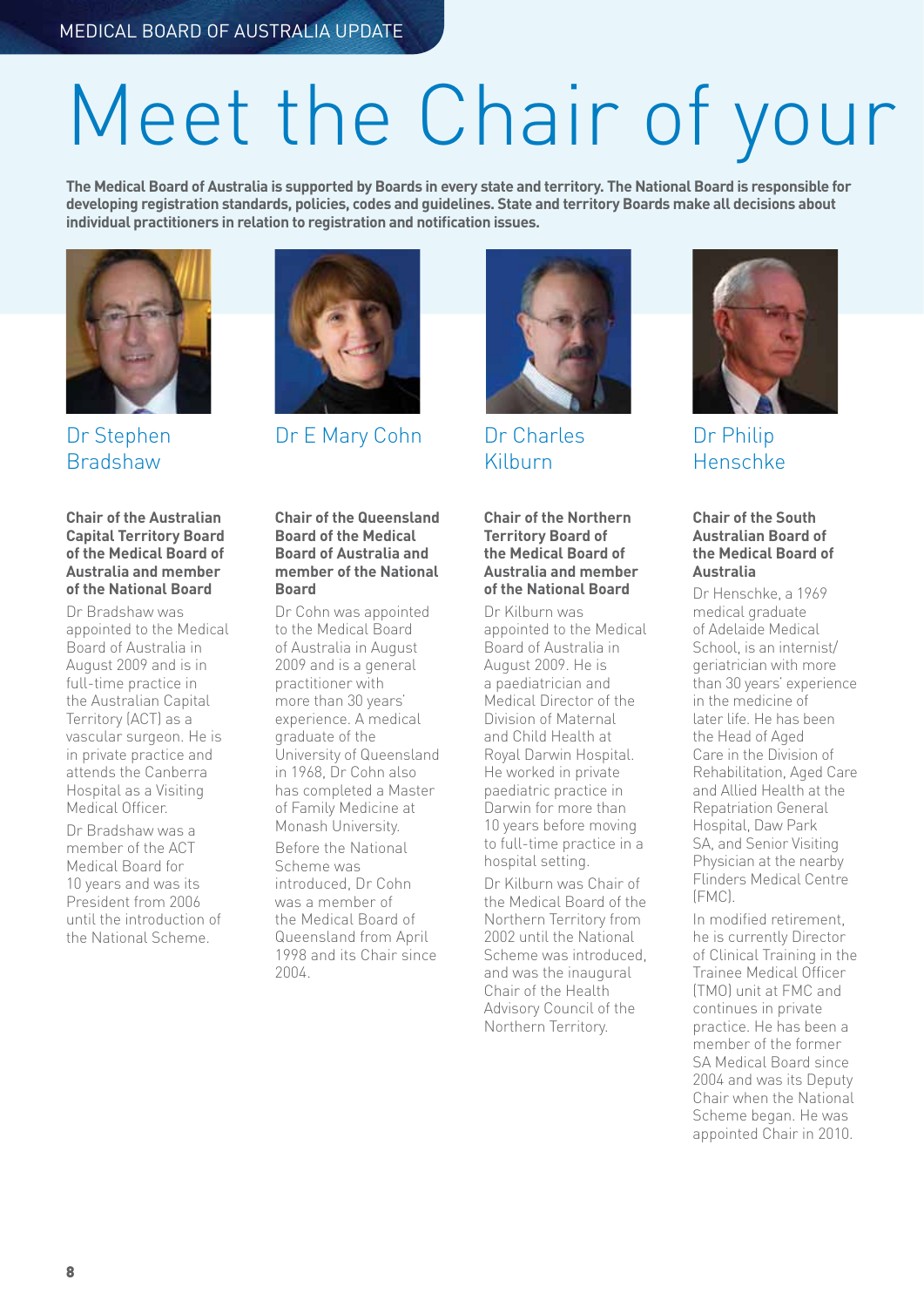# Meet the Chair of your

**The Medical Board of Australia is supported by Boards in every state and territory. The National Board is responsible for developing registration standards, policies, codes and guidelines. State and territory Boards make all decisions about individual practitioners in relation to registration and notification issues.**

## Dr Stephen Bradshaw

**Chair of the Australian Capital Territory Board of the Medical Board of Australia and member of the National Board**

Dr Bradshaw was appointed to the Medical Board of Australia in August 2009 and is in full-time practice in the Australian Capital Territory (ACT) as a vascular surgeon. He is in private practice and attends the Canberra Hospital as a Visiting Medical Officer.

Dr Bradshaw was a member of the ACT Medical Board for 10 years and was its President from 2006 until the introduction of the National Scheme.

## Dr E Mary Cohn

**Chair of the Queensland Board of the Medical Board of Australia and member of the National Board**

Dr Cohn was appointed to the Medical Board of Australia in August 2009 and is a general practitioner with more than 30 years' experience. A medical graduate of the University of Queensland in 1968, Dr Cohn also has completed a Master of Family Medicine at Monash University.

Before the National Scheme was introduced, Dr Cohn was a member of the Medical Board of Queensland from April 1998 and its Chair since 2004.

## Dr Charles Kilburn

**Chair of the Northern Territory Board of the Medical Board of Australia and member of the National Board**

Dr Kilburn was appointed to the Medical Board of Australia in August 2009. He is a paediatrician and Medical Director of the Division of Maternal and Child Health at Royal Darwin Hospital. He worked in private paediatric practice in Darwin for more than 10 years before moving to full-time practice in a hospital setting.

Dr Kilburn was Chair of the Medical Board of the Northern Territory from 2002 until the National Scheme was introduced, and was the inaugural Chair of the Health Advisory Council of the Northern Territory.

## Dr Philip Henschke

**Chair of the South Australian Board of the Medical Board of Australia**

Dr Henschke, a 1969 medical graduate of Adelaide Medical School, is an internist/geriatrician with more than 30 years' experience in the medicine of later life. He has been the Head of Aged Care in the Division of Rehabilitation, Aged Care and Allied Health at the Repatriation General Hospital, Daw Park SA, and Senior Visiting Physician at the nearby Flinders Medical Centre (FMC).

In modified retirement, he is currently Director of Clinical Training in the Trainee Medical Officer (TMO) unit at FMC and continues in private practice. He has been a member of the former SA Medical Board since 2004 and was its Deputy Chair when the National Scheme began. He was appointed Chair in 2010.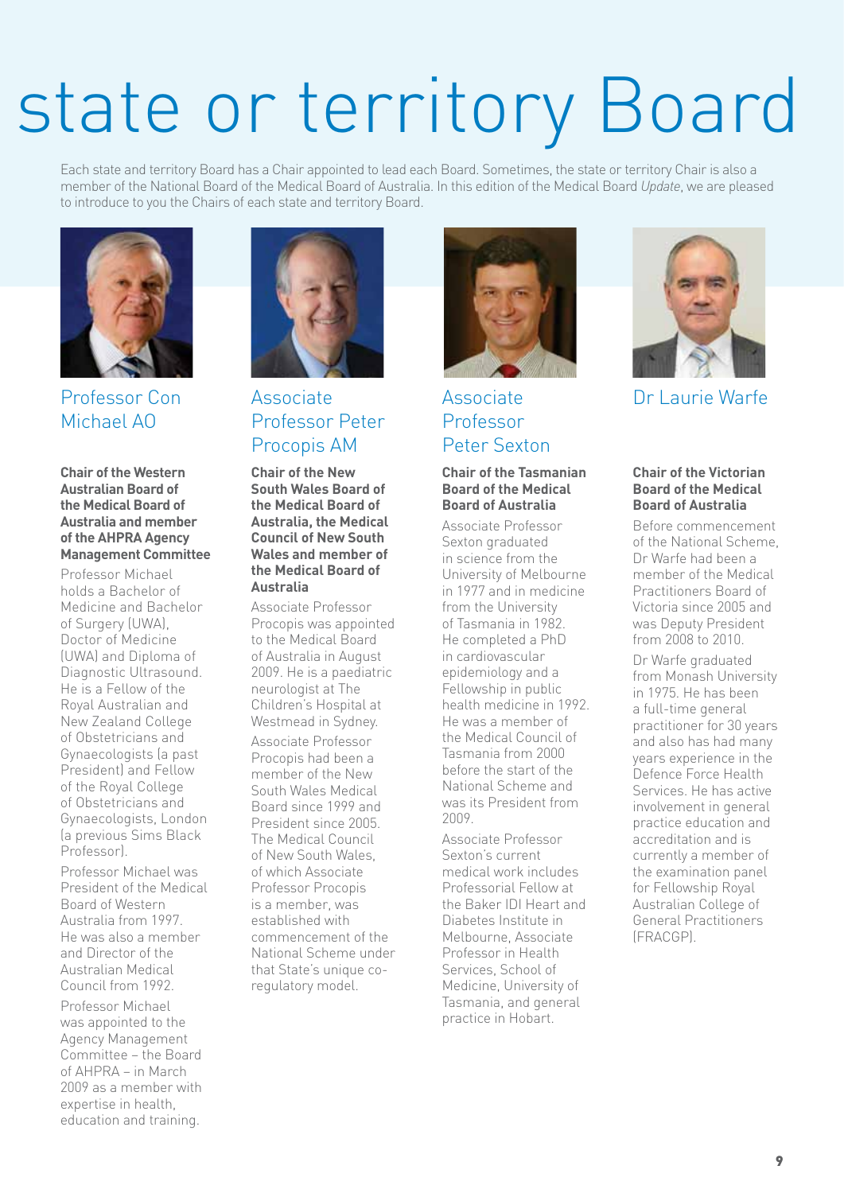# state or territory Board

Each state and territory Board has a Chair appointed to lead each Board. Sometimes, the state or territory Chair is also a member of the National Board of the Medical Board of Australia. In this edition of the Medical Board *Update*, we are pleased to introduce to you the Chairs of each state and territory Board.

## Professor Con Michael AO

**Chair of the Western Australian Board of the Medical Board of Australia and member of the AHPRA Agency Management Committee**

Professor Michael holds a Bachelor of Medicine and Bachelor of Surgery (UWA), Doctor of Medicine (UWA) and Diploma of Diagnostic Ultrasound. He is a Fellow of the Royal Australian and New Zealand College of Obstetricians and Gynaecologists (a past President) and Fellow of the Royal College of Obstetricians and Gynaecologists, London (a previous Sims Black Professor).

Professor Michael was President of the Medical Board of Western Australia from 1997. He was also a member and Director of the Australian Medical Council from 1992.

Professor Michael was appointed to the Agency Management Committee – the Board of AHPRA – in March 2009 as a member with expertise in health, education and training.

## Associate Professor Peter Procopis AM

**Chair of the New South Wales Board of the Medical Board of Australia, the Medical Council of New South Wales and member of the Medical Board of Australia**

Associate Professor Procopis was appointed to the Medical Board of Australia in August 2009. He is a paediatric neurologist at The Children's Hospital at Westmead in Sydney.

Associate Professor Procopis had been a member of the New South Wales Medical Board since 1999 and President since 2005. The Medical Council of New South Wales, of which Associate Professor Procopis is a member, was established with commencement of the National Scheme under that State's unique co-regulatory model.

## Associate Professor Peter Sexton

**Chair of the Tasmanian Board of the Medical Board of Australia**

Associate Professor Sexton graduated in science from the University of Melbourne in 1977 and in medicine from the University of Tasmania in 1982. He completed a PhD in cardiovascular epidemiology and a Fellowship in public health medicine in 1992. He was a member of the Medical Council of Tasmania from 2000 before the start of the National Scheme and was its President from 2009.

Associate Professor Sexton's current medical work includes Professorial Fellow at the Baker IDI Heart and Diabetes Institute in Melbourne, Associate Professor in Health Services, School of Medicine, University of Tasmania, and general practice in Hobart.

## Dr Laurie Warfe

**Chair of the Victorian Board of the Medical Board of Australia**

Before commencement of the National Scheme, Dr Warfe had been a member of the Medical Practitioners Board of Victoria since 2005 and was Deputy President from 2008 to 2010.

Dr Warfe graduated from Monash University in 1975. He has been a full-time general practitioner for 30 years and also has had many years experience in the Defence Force Health Services. He has active involvement in general practice education and accreditation and is currently a member of the examination panel for Fellowship Royal Australian College of General Practitioners (FRACGP).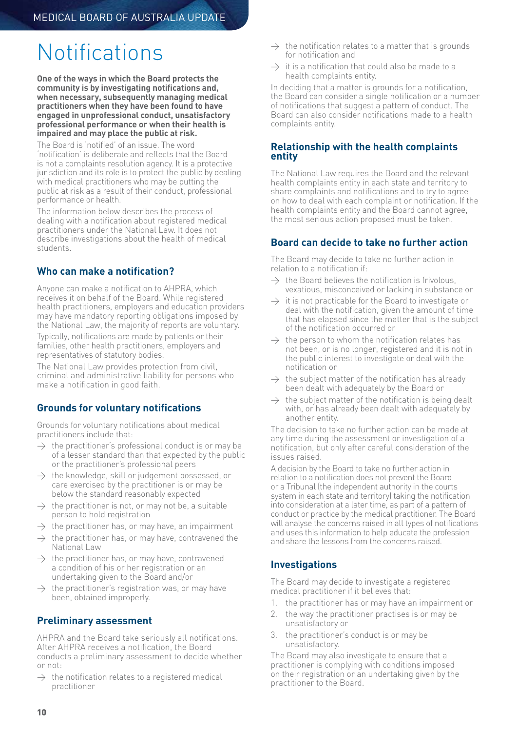# Notifications

**One of the ways in which the Board protects the community is by investigating notifications and, when necessary, subsequently managing medical practitioners when they have been found to have engaged in unprofessional conduct, unsatisfactory professional performance or when their health is impaired and may place the public at risk.**

The Board is 'notified' of an issue. The word 'notification' is deliberate and reflects that the Board is not a complaints resolution agency. It is a protective jurisdiction and its role is to protect the public by dealing with medical practitioners who may be putting the public at risk as a result of their conduct, professional performance or health.

The information below describes the process of dealing with a notification about registered medical practitioners under the National Law. It does not describe investigations about the health of medical students.

## Who can make a notification?

Anyone can make a notification to AHPRA, which receives it on behalf of the Board. While registered health practitioners, employers and education providers may have mandatory reporting obligations imposed by the National Law, the majority of reports are voluntary.

Typically, notifications are made by patients or their families, other health practitioners, employers and representatives of statutory bodies.

The National Law provides protection from civil, criminal and administrative liability for persons who make a notification in good faith.

## Grounds for voluntary notifications

Grounds for voluntary notifications about medical practitioners include that:

- the practitioner's professional conduct is or may be of a lesser standard than that expected by the public or the practitioner's professional peers
- the knowledge, skill or judgement possessed, or care exercised by the practitioner is or may be below the standard reasonably expected
- the practitioner is not, or may not be, a suitable person to hold registration
- the practitioner has, or may have, an impairment
- the practitioner has, or may have, contravened the National Law
- the practitioner has, or may have, contravened a condition of his or her registration or an undertaking given to the Board and/or
- the practitioner's registration was, or may have been, obtained improperly.

## Preliminary assessment

AHPRA and the Board take seriously all notifications. After AHPRA receives a notification, the Board conducts a preliminary assessment to decide whether or not:

- the notification relates to a registered medical practitioner
- the notification relates to a matter that is grounds for notification and
- it is a notification that could also be made to a health complaints entity.

In deciding that a matter is grounds for a notification, the Board can consider a single notification or a number of notifications that suggest a pattern of conduct. The Board can also consider notifications made to a health complaints entity.

## Relationship with the health complaints entity

The National Law requires the Board and the relevant health complaints entity in each state and territory to share complaints and notifications and to try to agree on how to deal with each complaint or notification. If the health complaints entity and the Board cannot agree, the most serious action proposed must be taken.

## Board can decide to take no further action

The Board may decide to take no further action in relation to a notification if:

- the Board believes the notification is frivolous, vexatious, misconceived or lacking in substance or
- it is not practicable for the Board to investigate or deal with the notification, given the amount of time that has elapsed since the matter that is the subject of the notification occurred or
- the person to whom the notification relates has not been, or is no longer, registered and it is not in the public interest to investigate or deal with the notification or
- the subject matter of the notification has already been dealt with adequately by the Board or
- the subject matter of the notification is being dealt with, or has already been dealt with adequately by another entity.

The decision to take no further action can be made at any time during the assessment or investigation of a notification, but only after careful consideration of the issues raised.

A decision by the Board to take no further action in relation to a notification does not prevent the Board or a Tribunal (the independent authority in the courts system in each state and territory) taking the notification into consideration at a later time, as part of a pattern of conduct or practice by the medical practitioner. The Board will analyse the concerns raised in all types of notifications and uses this information to help educate the profession and share the lessons from the concerns raised.

## Investigations

The Board may decide to investigate a registered medical practitioner if it believes that:

1. the practitioner has or may have an impairment or
2. the way the practitioner practises is or may be unsatisfactory or
3. the practitioner's conduct is or may be unsatisfactory.

The Board may also investigate to ensure that a practitioner is complying with conditions imposed on their registration or an undertaking given by the practitioner to the Board.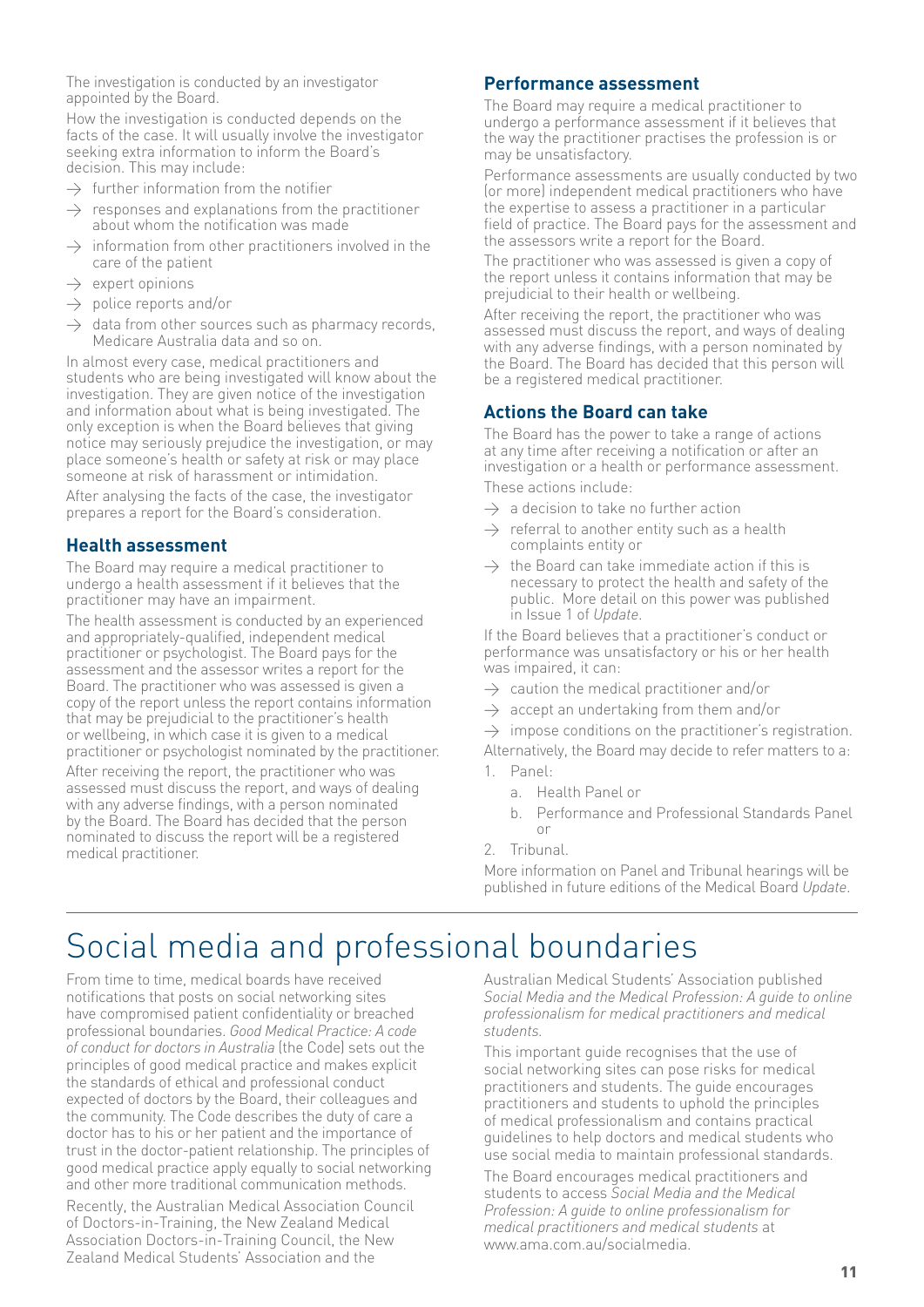The investigation is conducted by an investigator appointed by the Board.

How the investigation is conducted depends on the facts of the case. It will usually involve the investigator seeking extra information to inform the Board's decision. This may include:

- further information from the notifier
- responses and explanations from the practitioner about whom the notification was made
- information from other practitioners involved in the care of the patient
- expert opinions
- police reports and/or
- data from other sources such as pharmacy records, Medicare Australia data and so on.

In almost every case, medical practitioners and students who are being investigated will know about the investigation. They are given notice of the investigation and information about what is being investigated. The only exception is when the Board believes that giving notice may seriously prejudice the investigation, or may place someone's health or safety at risk or may place someone at risk of harassment or intimidation.

After analysing the facts of the case, the investigator prepares a report for the Board's consideration.

### Health assessment

The Board may require a medical practitioner to undergo a health assessment if it believes that the practitioner may have an impairment.

The health assessment is conducted by an experienced and appropriately-qualified, independent medical practitioner or psychologist. The Board pays for the assessment and the assessor writes a report for the Board. The practitioner who was assessed is given a copy of the report unless the report contains information that may be prejudicial to the practitioner's health or wellbeing, in which case it is given to a medical practitioner or psychologist nominated by the practitioner.

After receiving the report, the practitioner who was assessed must discuss the report, and ways of dealing with any adverse findings, with a person nominated by the Board. The Board has decided that the person nominated to discuss the report will be a registered medical practitioner.

### Performance assessment

The Board may require a medical practitioner to undergo a performance assessment if it believes that the way the practitioner practises the profession is or may be unsatisfactory.

Performance assessments are usually conducted by two (or more) independent medical practitioners who have the expertise to assess a practitioner in a particular field of practice. The Board pays for the assessment and the assessors write a report for the Board.

The practitioner who was assessed is given a copy of the report unless it contains information that may be prejudicial to their health or wellbeing.

After receiving the report, the practitioner who was assessed must discuss the report, and ways of dealing with any adverse findings, with a person nominated by the Board. The Board has decided that this person will be a registered medical practitioner.

### Actions the Board can take

The Board has the power to take a range of actions at any time after receiving a notification or after an investigation or a health or performance assessment.

These actions include:

- a decision to take no further action
- referral to another entity such as a health complaints entity or
- the Board can take immediate action if this is necessary to protect the health and safety of the public. More detail on this power was published in Issue 1 of *Update*.

If the Board believes that a practitioner's conduct or performance was unsatisfactory or his or her health was impaired, it can:

- caution the medical practitioner and/or
- accept an undertaking from them and/or
- impose conditions on the practitioner's registration.

Alternatively, the Board may decide to refer matters to a:

1. Panel:
   a. Health Panel or
   b. Performance and Professional Standards Panel or
2. Tribunal.

More information on Panel and Tribunal hearings will be published in future editions of the Medical Board *Update*.

# Social media and professional boundaries

From time to time, medical boards have received notifications that posts on social networking sites have compromised patient confidentiality or breached professional boundaries. *Good Medical Practice: A code of conduct for doctors in Australia* (the Code) sets out the principles of good medical practice and makes explicit the standards of ethical and professional conduct expected of doctors by the Board, their colleagues and the community. The Code describes the duty of care a doctor has to his or her patient and the importance of trust in the doctor-patient relationship. The principles of good medical practice apply equally to social networking and other more traditional communication methods.

Recently, the Australian Medical Association Council of Doctors-in-Training, the New Zealand Medical Association Doctors-in-Training Council, the New Zealand Medical Students' Association and the Australian Medical Students' Association published *Social Media and the Medical Profession: A guide to online professionalism for medical practitioners and medical students*.

This important guide recognises that the use of social networking sites can pose risks for medical practitioners and students. The guide encourages practitioners and students to uphold the principles of medical professionalism and contains practical guidelines to help doctors and medical students who use social media to maintain professional standards.

The Board encourages medical practitioners and students to access *Social Media and the Medical Profession: A guide to online professionalism for medical practitioners and medical students* at www.ama.com.au/socialmedia.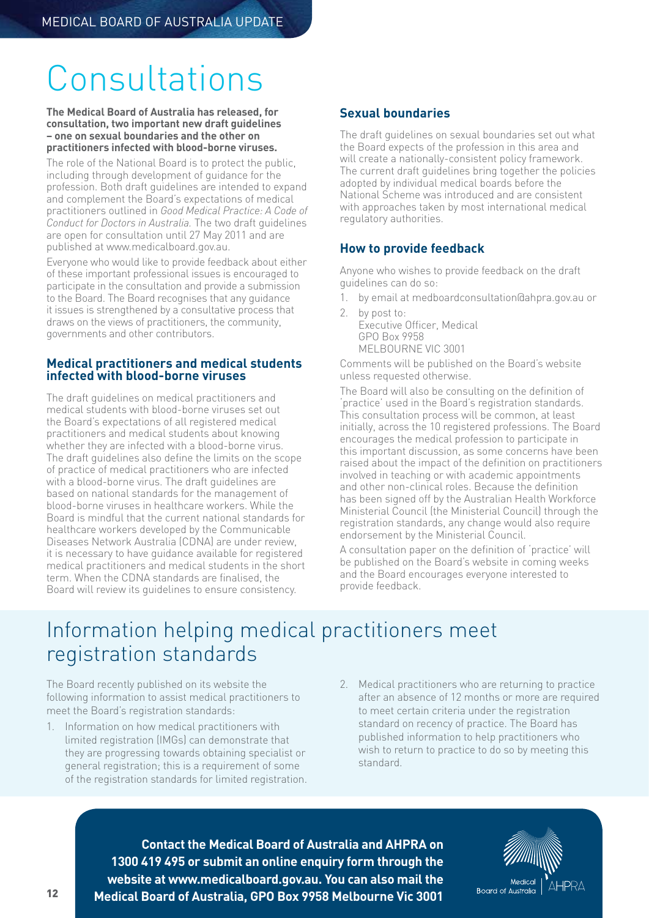# Consultations

**The Medical Board of Australia has released, for consultation, two important new draft guidelines – one on sexual boundaries and the other on practitioners infected with blood-borne viruses.**

The role of the National Board is to protect the public, including through development of guidance for the profession. Both draft guidelines are intended to expand and complement the Board's expectations of medical practitioners outlined in *Good Medical Practice: A Code of Conduct for Doctors in Australia.* The two draft guidelines are open for consultation until 27 May 2011 and are published at www.medicalboard.gov.au.

Everyone who would like to provide feedback about either of these important professional issues is encouraged to participate in the consultation and provide a submission to the Board. The Board recognises that any guidance it issues is strengthened by a consultative process that draws on the views of practitioners, the community, governments and other contributors.

### Medical practitioners and medical students infected with blood-borne viruses

The draft guidelines on medical practitioners and medical students with blood-borne viruses set out the Board's expectations of all registered medical practitioners and medical students about knowing whether they are infected with a blood-borne virus. The draft guidelines also define the limits on the scope of practice of medical practitioners who are infected with a blood-borne virus. The draft guidelines are based on national standards for the management of blood-borne viruses in healthcare workers. While the Board is mindful that the current national standards for healthcare workers developed by the Communicable Diseases Network Australia (CDNA) are under review, it is necessary to have guidance available for registered medical practitioners and medical students in the short term. When the CDNA standards are finalised, the Board will review its guidelines to ensure consistency.

### Sexual boundaries

The draft guidelines on sexual boundaries set out what the Board expects of the profession in this area and will create a nationally-consistent policy framework. The current draft guidelines bring together the policies adopted by individual medical boards before the National Scheme was introduced and are consistent with approaches taken by most international medical regulatory authorities.

### How to provide feedback

Anyone who wishes to provide feedback on the draft guidelines can do so:

1. by email at medboardconsultation@ahpra.gov.au or
2. by post to:  
   Executive Officer, Medical  
   GPO Box 9958  
   MELBOURNE VIC 3001

Comments will be published on the Board's website unless requested otherwise.

The Board will also be consulting on the definition of 'practice' used in the Board's registration standards. This consultation process will be common, at least initially, across the 10 registered professions. The Board encourages the medical profession to participate in this important discussion, as some concerns have been raised about the impact of the definition on practitioners involved in teaching or with academic appointments and other non-clinical roles. Because the definition has been signed off by the Australian Health Workforce Ministerial Council (the Ministerial Council) through the registration standards, any change would also require endorsement by the Ministerial Council.

A consultation paper on the definition of 'practice' will be published on the Board's website in coming weeks and the Board encourages everyone interested to provide feedback.

## Information helping medical practitioners meet registration standards

The Board recently published on its website the following information to assist medical practitioners to meet the Board's registration standards:

1. Information on how medical practitioners with limited registration (IMGs) can demonstrate that they are progressing towards obtaining specialist or general registration; this is a requirement of some of the registration standards for limited registration.
2. Medical practitioners who are returning to practice after an absence of 12 months or more are required to meet certain criteria under the registration standard on recency of practice. The Board has published information to help practitioners who wish to return to practice to do so by meeting this standard.

**Contact the Medical Board of Australia and AHPRA on 1300 419 495 or submit an online enquiry form through the website at www.medicalboard.gov.au. You can also mail the Medical Board of Australia, GPO Box 9958 Melbourne Vic 3001**